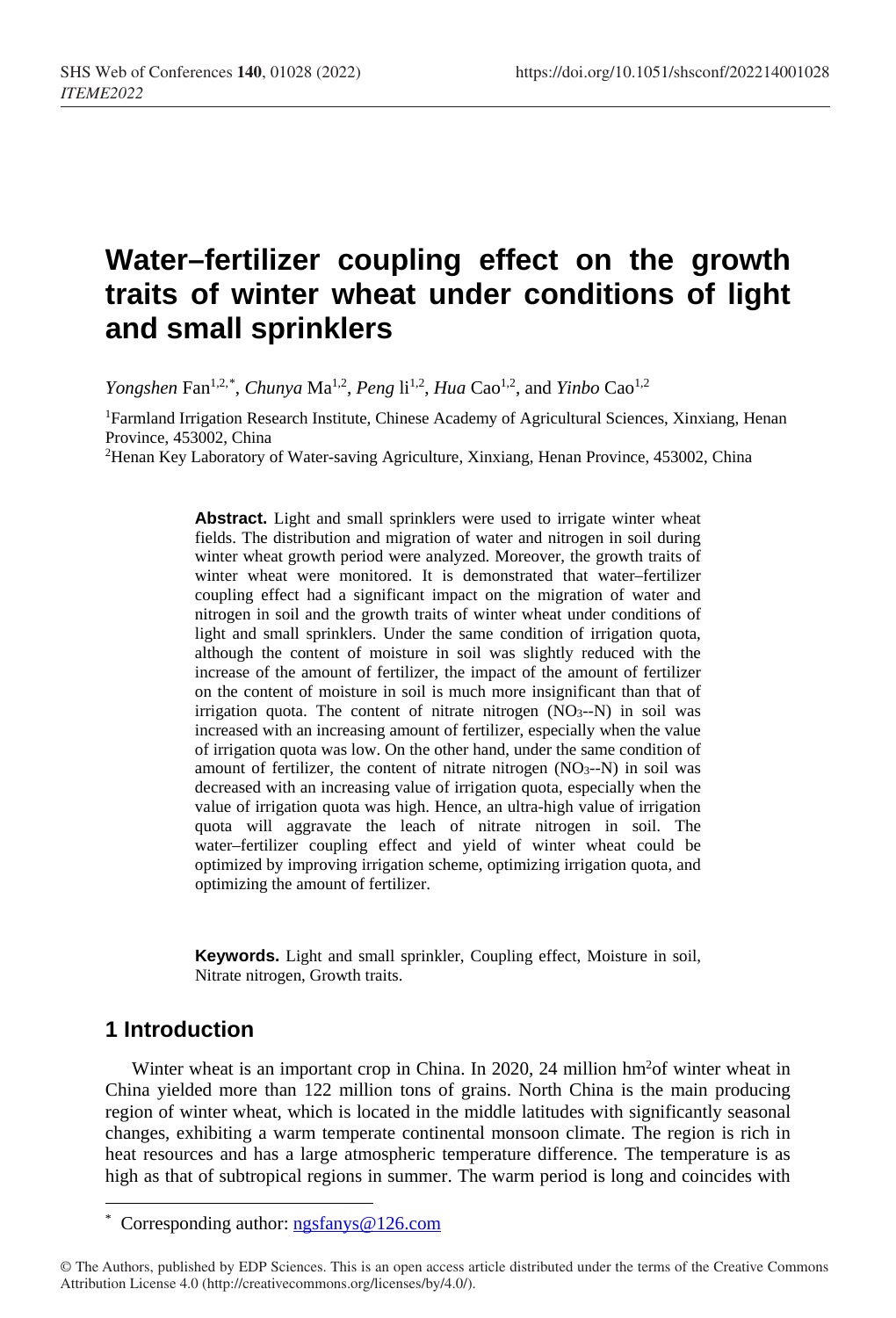# Water–fertilizer coupling effect on the growth traits of winter wheat under conditions of light and small sprinklers

*Yongshen* Fan[1,2,*], *Chunya* Ma[1,2], *Peng* li[1,2], *Hua* Cao[1,2], and *Yinbo* Cao[1,2]

[1]Farmland Irrigation Research Institute, Chinese Academy of Agricultural Sciences, Xinxiang, Henan Province, 453002, China

[2]Henan Key Laboratory of Water-saving Agriculture, Xinxiang, Henan Province, 453002, China

**Abstract.** Light and small sprinklers were used to irrigate winter wheat fields. The distribution and migration of water and nitrogen in soil during winter wheat growth period were analyzed. Moreover, the growth traits of winter wheat were monitored. It is demonstrated that water–fertilizer coupling effect had a significant impact on the migration of water and nitrogen in soil and the growth traits of winter wheat under conditions of light and small sprinklers. Under the same condition of irrigation quota, although the content of moisture in soil was slightly reduced with the increase of the amount of fertilizer, the impact of the amount of fertilizer on the content of moisture in soil is much more insignificant than that of irrigation quota. The content of nitrate nitrogen ($NO_3^-$-N) in soil was increased with an increasing amount of fertilizer, especially when the value of irrigation quota was low. On the other hand, under the same condition of amount of fertilizer, the content of nitrate nitrogen ($NO_3^-$-N) in soil was decreased with an increasing value of irrigation quota, especially when the value of irrigation quota was high. Hence, an ultra-high value of irrigation quota will aggravate the leach of nitrate nitrogen in soil. The water–fertilizer coupling effect and yield of winter wheat could be optimized by improving irrigation scheme, optimizing irrigation quota, and optimizing the amount of fertilizer.

**Keywords.** Light and small sprinkler, Coupling effect, Moisture in soil, Nitrate nitrogen, Growth traits.

## 1 Introduction

Winter wheat is an important crop in China. In 2020, 24 million hm$^2$of winter wheat in China yielded more than 122 million tons of grains. North China is the main producing region of winter wheat, which is located in the middle latitudes with significantly seasonal changes, exhibiting a warm temperate continental monsoon climate. The region is rich in heat resources and has a large atmospheric temperature difference. The temperature is as high as that of subtropical regions in summer. The warm period is long and coincides with

[*] Corresponding author: ngsfanys@126.com

© The Authors, published by EDP Sciences. This is an open access article distributed under the terms of the Creative Commons Attribution License 4.0 (http://creativecommons.org/licenses/by/4.0/).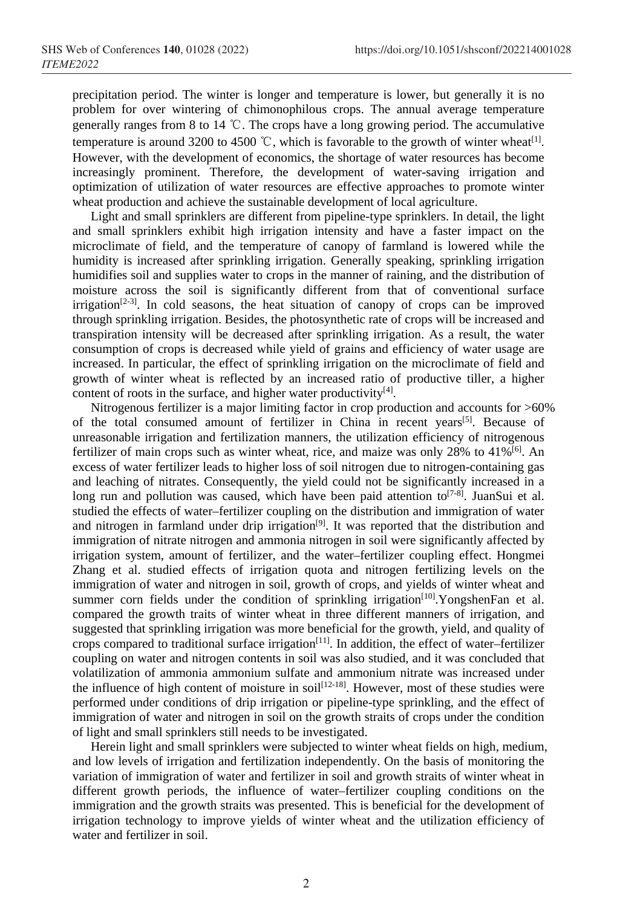precipitation period. The winter is longer and temperature is lower, but generally it is no problem for over wintering of chimonophilous crops. The annual average temperature generally ranges from 8 to 14 ℃. The crops have a long growing period. The accumulative temperature is around 3200 to 4500 ℃, which is favorable to the growth of winter wheat[1]. However, with the development of economics, the shortage of water resources has become increasingly prominent. Therefore, the development of water-saving irrigation and optimization of utilization of water resources are effective approaches to promote winter wheat production and achieve the sustainable development of local agriculture.

Light and small sprinklers are different from pipeline-type sprinklers. In detail, the light and small sprinklers exhibit high irrigation intensity and have a faster impact on the microclimate of field, and the temperature of canopy of farmland is lowered while the humidity is increased after sprinkling irrigation. Generally speaking, sprinkling irrigation humidifies soil and supplies water to crops in the manner of raining, and the distribution of moisture across the soil is significantly different from that of conventional surface irrigation[2-3]. In cold seasons, the heat situation of canopy of crops can be improved through sprinkling irrigation. Besides, the photosynthetic rate of crops will be increased and transpiration intensity will be decreased after sprinkling irrigation. As a result, the water consumption of crops is decreased while yield of grains and efficiency of water usage are increased. In particular, the effect of sprinkling irrigation on the microclimate of field and growth of winter wheat is reflected by an increased ratio of productive tiller, a higher content of roots in the surface, and higher water productivity[4].

Nitrogenous fertilizer is a major limiting factor in crop production and accounts for >60% of the total consumed amount of fertilizer in China in recent years[5]. Because of unreasonable irrigation and fertilization manners, the utilization efficiency of nitrogenous fertilizer of main crops such as winter wheat, rice, and maize was only 28% to 41%[6]. An excess of water fertilizer leads to higher loss of soil nitrogen due to nitrogen-containing gas and leaching of nitrates. Consequently, the yield could not be significantly increased in a long run and pollution was caused, which have been paid attention to[7-8]. JuanSui et al. studied the effects of water–fertilizer coupling on the distribution and immigration of water and nitrogen in farmland under drip irrigation[9]. It was reported that the distribution and immigration of nitrate nitrogen and ammonia nitrogen in soil were significantly affected by irrigation system, amount of fertilizer, and the water–fertilizer coupling effect. Hongmei Zhang et al. studied effects of irrigation quota and nitrogen fertilizing levels on the immigration of water and nitrogen in soil, growth of crops, and yields of winter wheat and summer corn fields under the condition of sprinkling irrigation[10].YongshenFan et al. compared the growth traits of winter wheat in three different manners of irrigation, and suggested that sprinkling irrigation was more beneficial for the growth, yield, and quality of crops compared to traditional surface irrigation[11]. In addition, the effect of water–fertilizer coupling on water and nitrogen contents in soil was also studied, and it was concluded that volatilization of ammonia ammonium sulfate and ammonium nitrate was increased under the influence of high content of moisture in soil[12-18]. However, most of these studies were performed under conditions of drip irrigation or pipeline-type sprinkling, and the effect of immigration of water and nitrogen in soil on the growth straits of crops under the condition of light and small sprinklers still needs to be investigated.

Herein light and small sprinklers were subjected to winter wheat fields on high, medium, and low levels of irrigation and fertilization independently. On the basis of monitoring the variation of immigration of water and fertilizer in soil and growth straits of winter wheat in different growth periods, the influence of water–fertilizer coupling conditions on the immigration and the growth straits was presented. This is beneficial for the development of irrigation technology to improve yields of winter wheat and the utilization efficiency of water and fertilizer in soil.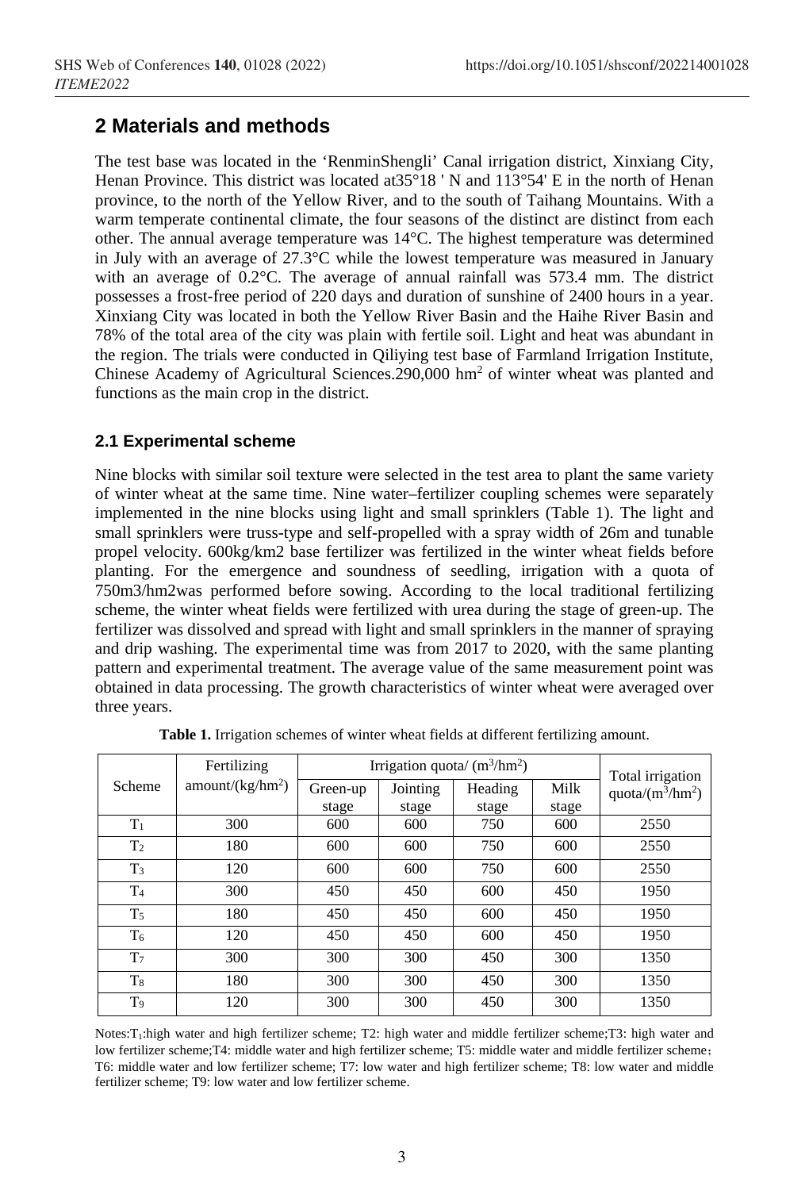## 2 Materials and methods

The test base was located in the 'RenminShengli' Canal irrigation district, Xinxiang City, Henan Province. This district was located at35°18 ' N and 113°54' E in the north of Henan province, to the north of the Yellow River, and to the south of Taihang Mountains. With a warm temperate continental climate, the four seasons of the distinct are distinct from each other. The annual average temperature was 14°C. The highest temperature was determined in July with an average of 27.3°C while the lowest temperature was measured in January with an average of 0.2°C. The average of annual rainfall was 573.4 mm. The district possesses a frost-free period of 220 days and duration of sunshine of 2400 hours in a year. Xinxiang City was located in both the Yellow River Basin and the Haihe River Basin and 78% of the total area of the city was plain with fertile soil. Light and heat was abundant in the region. The trials were conducted in Qiliying test base of Farmland Irrigation Institute, Chinese Academy of Agricultural Sciences.290,000 $hm^2$ of winter wheat was planted and functions as the main crop in the district.

### 2.1 Experimental scheme

Nine blocks with similar soil texture were selected in the test area to plant the same variety of winter wheat at the same time. Nine water–fertilizer coupling schemes were separately implemented in the nine blocks using light and small sprinklers (Table 1). The light and small sprinklers were truss-type and self-propelled with a spray width of 26m and tunable propel velocity. 600kg/km2 base fertilizer was fertilized in the winter wheat fields before planting. For the emergence and soundness of seedling, irrigation with a quota of 750m3/hm2was performed before sowing. According to the local traditional fertilizing scheme, the winter wheat fields were fertilized with urea during the stage of green-up. The fertilizer was dissolved and spread with light and small sprinklers in the manner of spraying and drip washing. The experimental time was from 2017 to 2020, with the same planting pattern and experimental treatment. The average value of the same measurement point was obtained in data processing. The growth characteristics of winter wheat were averaged over three years.

**Table 1.** Irrigation schemes of winter wheat fields at different fertilizing amount.

| Scheme | Fertilizing amount/($kg/hm^2$) | Irrigation quota/ ($m^3/hm^2$) | | | | Total irrigation quota/($m^3/hm^2$) |
|---|---|---|---|---|---|---|
| | | Green-up stage | Jointing stage | Heading stage | Milk stage | |
| $T_1$ | 300 | 600 | 600 | 750 | 600 | 2550 |
| $T_2$ | 180 | 600 | 600 | 750 | 600 | 2550 |
| $T_3$ | 120 | 600 | 600 | 750 | 600 | 2550 |
| $T_4$ | 300 | 450 | 450 | 600 | 450 | 1950 |
| $T_5$ | 180 | 450 | 450 | 600 | 450 | 1950 |
| $T_6$ | 120 | 450 | 450 | 600 | 450 | 1950 |
| $T_7$ | 300 | 300 | 300 | 450 | 300 | 1350 |
| $T_8$ | 180 | 300 | 300 | 450 | 300 | 1350 |
| $T_9$ | 120 | 300 | 300 | 450 | 300 | 1350 |

Notes:$T_1$:high water and high fertilizer scheme; T2: high water and middle fertilizer scheme;T3: high water and low fertilizer scheme;T4: middle water and high fertilizer scheme; T5: middle water and middle fertilizer scheme; T6: middle water and low fertilizer scheme; T7: low water and high fertilizer scheme; T8: low water and middle fertilizer scheme; T9: low water and low fertilizer scheme.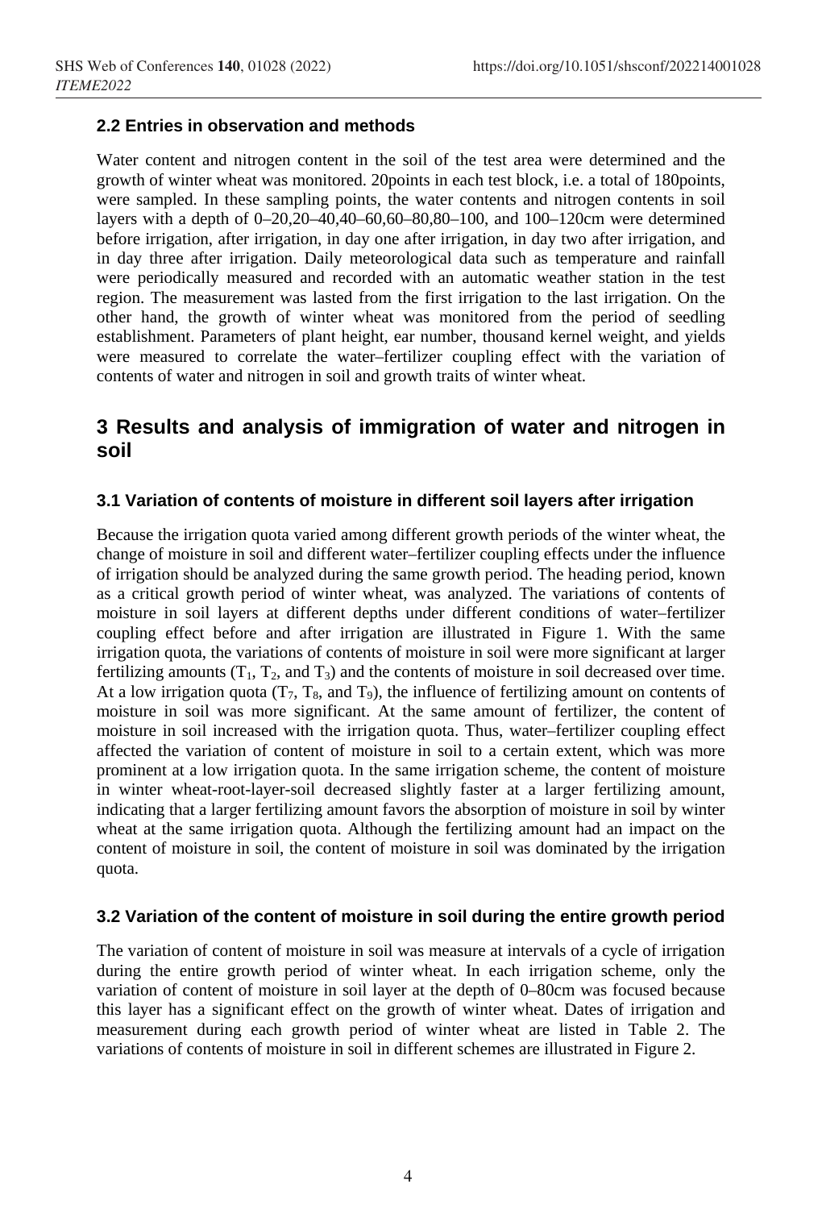### 2.2 Entries in observation and methods

Water content and nitrogen content in the soil of the test area were determined and the growth of winter wheat was monitored. 20points in each test block, i.e. a total of 180points, were sampled. In these sampling points, the water contents and nitrogen contents in soil layers with a depth of 0–20,20–40,40–60,60–80,80–100, and 100–120cm were determined before irrigation, after irrigation, in day one after irrigation, in day two after irrigation, and in day three after irrigation. Daily meteorological data such as temperature and rainfall were periodically measured and recorded with an automatic weather station in the test region. The measurement was lasted from the first irrigation to the last irrigation. On the other hand, the growth of winter wheat was monitored from the period of seedling establishment. Parameters of plant height, ear number, thousand kernel weight, and yields were measured to correlate the water–fertilizer coupling effect with the variation of contents of water and nitrogen in soil and growth traits of winter wheat.

## 3 Results and analysis of immigration of water and nitrogen in soil

### 3.1 Variation of contents of moisture in different soil layers after irrigation

Because the irrigation quota varied among different growth periods of the winter wheat, the change of moisture in soil and different water–fertilizer coupling effects under the influence of irrigation should be analyzed during the same growth period. The heading period, known as a critical growth period of winter wheat, was analyzed. The variations of contents of moisture in soil layers at different depths under different conditions of water–fertilizer coupling effect before and after irrigation are illustrated in Figure 1. With the same irrigation quota, the variations of contents of moisture in soil were more significant at larger fertilizing amounts ($T_1$, $T_2$, and $T_3$) and the contents of moisture in soil decreased over time. At a low irrigation quota ($T_7$, $T_8$, and $T_9$), the influence of fertilizing amount on contents of moisture in soil was more significant. At the same amount of fertilizer, the content of moisture in soil increased with the irrigation quota. Thus, water–fertilizer coupling effect affected the variation of content of moisture in soil to a certain extent, which was more prominent at a low irrigation quota. In the same irrigation scheme, the content of moisture in winter wheat-root-layer-soil decreased slightly faster at a larger fertilizing amount, indicating that a larger fertilizing amount favors the absorption of moisture in soil by winter wheat at the same irrigation quota. Although the fertilizing amount had an impact on the content of moisture in soil, the content of moisture in soil was dominated by the irrigation quota.

### 3.2 Variation of the content of moisture in soil during the entire growth period

The variation of content of moisture in soil was measure at intervals of a cycle of irrigation during the entire growth period of winter wheat. In each irrigation scheme, only the variation of content of moisture in soil layer at the depth of 0–80cm was focused because this layer has a significant effect on the growth of winter wheat. Dates of irrigation and measurement during each growth period of winter wheat are listed in Table 2. The variations of contents of moisture in soil in different schemes are illustrated in Figure 2.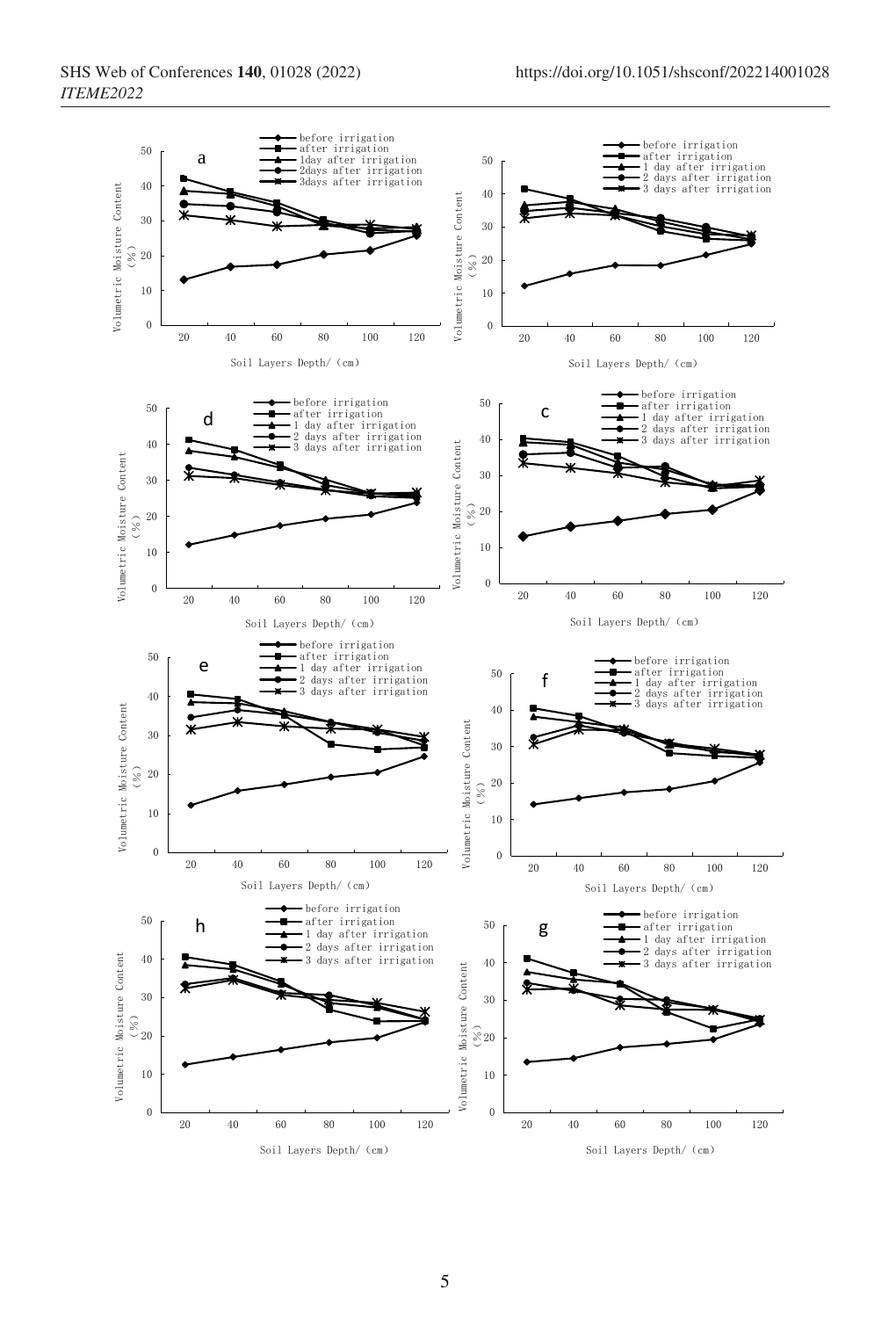a

- before irrigation
- after irrigation
- 1day after irrigation
- 2days after irrigation
- 3days after irrigation

Volumetric Moisture Content (%)

Soil Layers Depth/ (cm)

- before irrigation
- after irrigation
- 1 day after irrigation
- 2 days after irrigation
- 3 days after irrigation

Volumetric Moisture Content (%)

Soil Layers Depth/ (cm)

d

- before irrigation
- after irrigation
- 1 day after irrigation
- 2 days after irrigation
- 3 days after irrigation

Volumetric Moisture Content (%)

Soil Layers Depth/ (cm)

c

- before irrigation
- after irrigation
- 1 day after irrigation
- 2 days after irrigation
- 3 days after irrigation

Volumetric Moisture Content (%)

Soil Layers Depth/ (cm)

e

- before irrigation
- after irrigation
- 1 day after irrigation
- 2 days after irrigation
- 3 days after irrigation

Volumetric Moisture Content (%)

Soil Layers Depth/ (cm)

f

- before irrigation
- after irrigation
- 1 day after irrigation
- 2 days after irrigation
- 3 days after irrigation

Volumetric Moisture Content (%)

Soil Layers Depth/ (cm)

h

- before irrigation
- after irrigation
- 1 day after irrigation
- 2 days after irrigation
- 3 days after irrigation

Volumetric Moisture Content (%)

Soil Layers Depth/ (cm)

g

- before irrigation
- after irrigation
- 1 day after irrigation
- 2 days after irrigation
- 3 days after irrigation

Volumetric Moisture Content (%)

Soil Layers Depth/ (cm)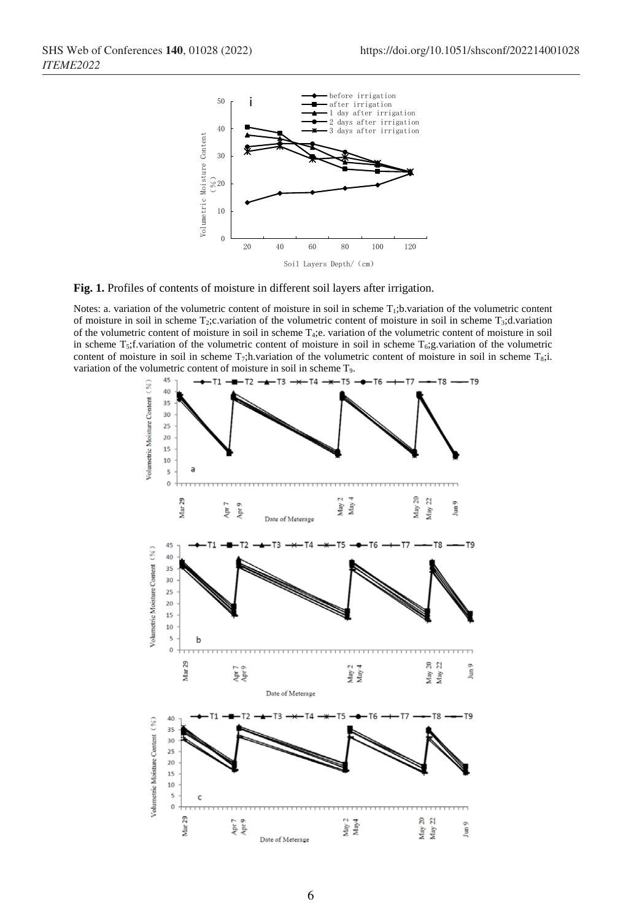**Fig. 1.** Profiles of contents of moisture in different soil layers after irrigation.

Notes: a. variation of the volumetric content of moisture in soil in scheme $T_1$;b.variation of the volumetric content of moisture in soil in scheme $T_2$;c.variation of the volumetric content of moisture in soil in scheme $T_3$;d.variation of the volumetric content of moisture in soil in scheme $T_4$;e. variation of the volumetric content of moisture in soil in scheme $T_5$;f.variation of the volumetric content of moisture in soil in scheme $T_6$;g.variation of the volumetric content of moisture in soil in scheme $T_7$;h.variation of the volumetric content of moisture in soil in scheme $T_8$;i. variation of the volumetric content of moisture in soil in scheme $T_9$.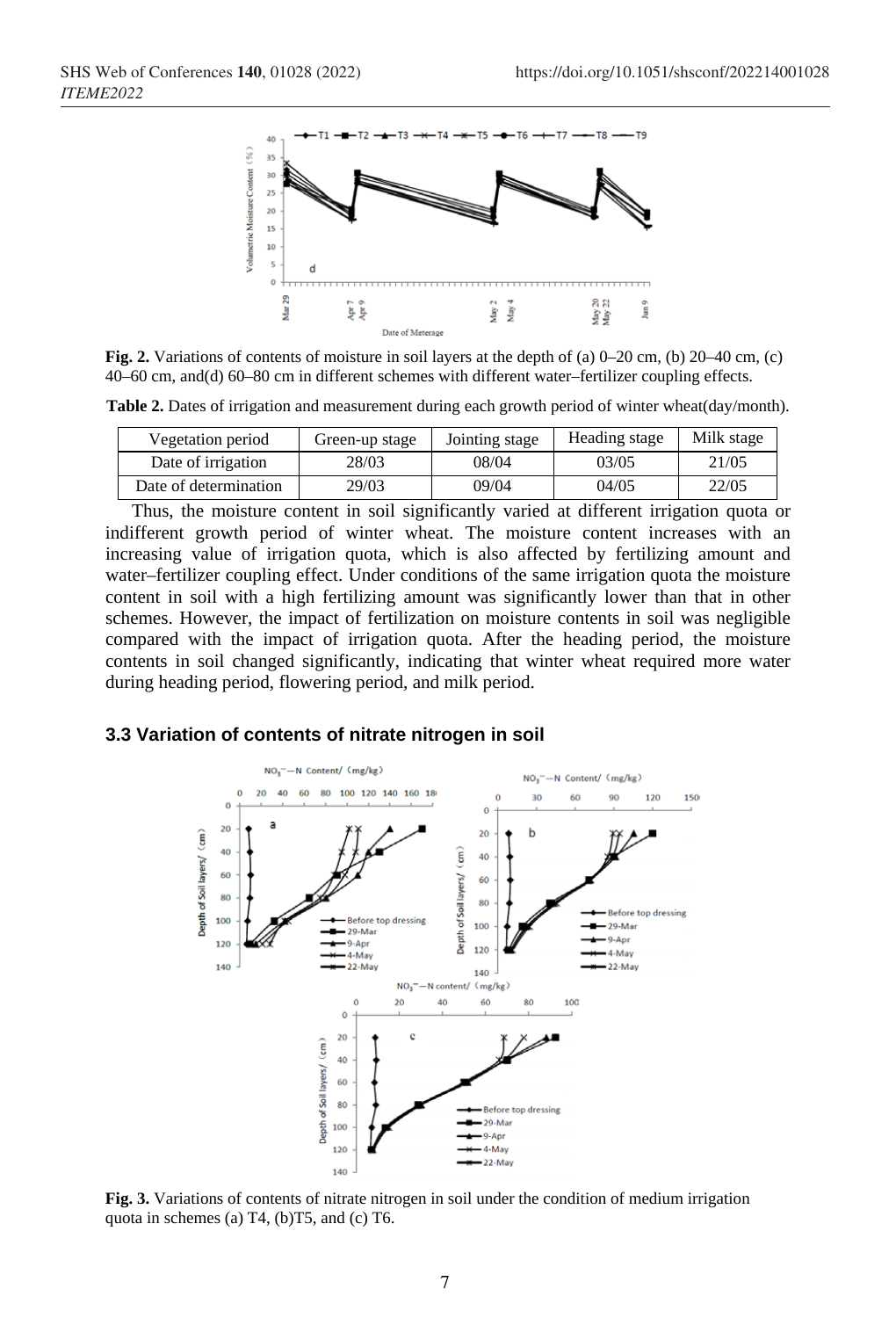**Fig. 2.** Variations of contents of moisture in soil layers at the depth of (a) 0–20 cm, (b) 20–40 cm, (c) 40–60 cm, and(d) 60–80 cm in different schemes with different water–fertilizer coupling effects.

**Table 2.** Dates of irrigation and measurement during each growth period of winter wheat(day/month).

| Vegetation period | Green-up stage | Jointing stage | Heading stage | Milk stage |
|---|---|---|---|---|
| Date of irrigation | 28/03 | 08/04 | 03/05 | 21/05 |
| Date of determination | 29/03 | 09/04 | 04/05 | 22/05 |

Thus, the moisture content in soil significantly varied at different irrigation quota or indifferent growth period of winter wheat. The moisture content increases with an increasing value of irrigation quota, which is also affected by fertilizing amount and water–fertilizer coupling effect. Under conditions of the same irrigation quota the moisture content in soil with a high fertilizing amount was significantly lower than that in other schemes. However, the impact of fertilization on moisture contents in soil was negligible compared with the impact of irrigation quota. After the heading period, the moisture contents in soil changed significantly, indicating that winter wheat required more water during heading period, flowering period, and milk period.

### 3.3 Variation of contents of nitrate nitrogen in soil

**Fig. 3.** Variations of contents of nitrate nitrogen in soil under the condition of medium irrigation quota in schemes (a) T4, (b)T5, and (c) T6.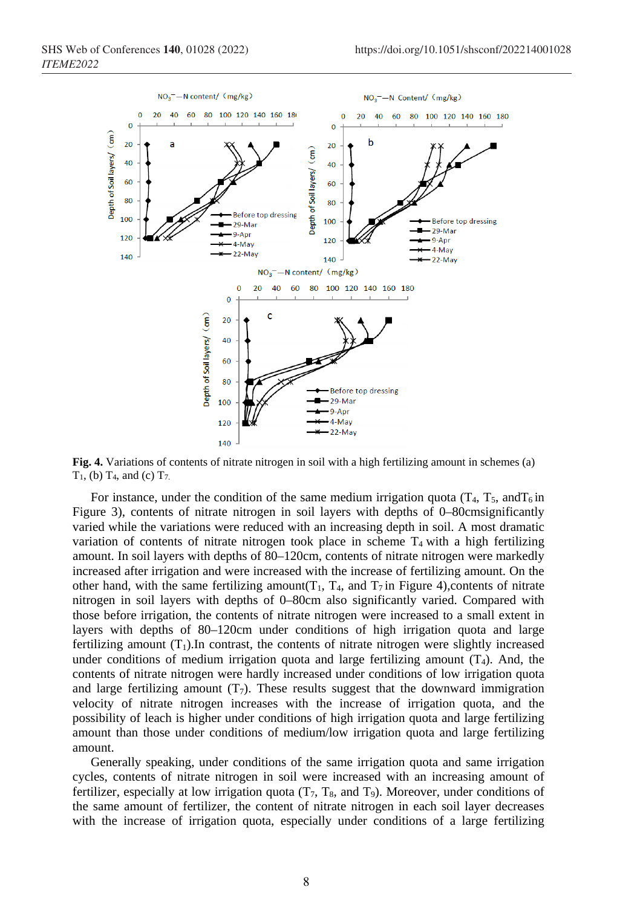**Fig. 4.** Variations of contents of nitrate nitrogen in soil with a high fertilizing amount in schemes (a) $T_1$, (b) $T_4$, and (c) $T_7$.

For instance, under the condition of the same medium irrigation quota ($T_4$, $T_5$, and$T_6$ in Figure 3), contents of nitrate nitrogen in soil layers with depths of 0–80cmsignificantly varied while the variations were reduced with an increasing depth in soil. A most dramatic variation of contents of nitrate nitrogen took place in scheme $T_4$ with a high fertilizing amount. In soil layers with depths of 80–120cm, contents of nitrate nitrogen were markedly increased after irrigation and were increased with the increase of fertilizing amount. On the other hand, with the same fertilizing amount($T_1$, $T_4$, and $T_7$ in Figure 4),contents of nitrate nitrogen in soil layers with depths of 0–80cm also significantly varied. Compared with those before irrigation, the contents of nitrate nitrogen were increased to a small extent in layers with depths of 80–120cm under conditions of high irrigation quota and large fertilizing amount ($T_1$).In contrast, the contents of nitrate nitrogen were slightly increased under conditions of medium irrigation quota and large fertilizing amount ($T_4$). And, the contents of nitrate nitrogen were hardly increased under conditions of low irrigation quota and large fertilizing amount ($T_7$). These results suggest that the downward immigration velocity of nitrate nitrogen increases with the increase of irrigation quota, and the possibility of leach is higher under conditions of high irrigation quota and large fertilizing amount than those under conditions of medium/low irrigation quota and large fertilizing amount.

Generally speaking, under conditions of the same irrigation quota and same irrigation cycles, contents of nitrate nitrogen in soil were increased with an increasing amount of fertilizer, especially at low irrigation quota ($T_7$, $T_8$, and $T_9$). Moreover, under conditions of the same amount of fertilizer, the content of nitrate nitrogen in each soil layer decreases with the increase of irrigation quota, especially under conditions of a large fertilizing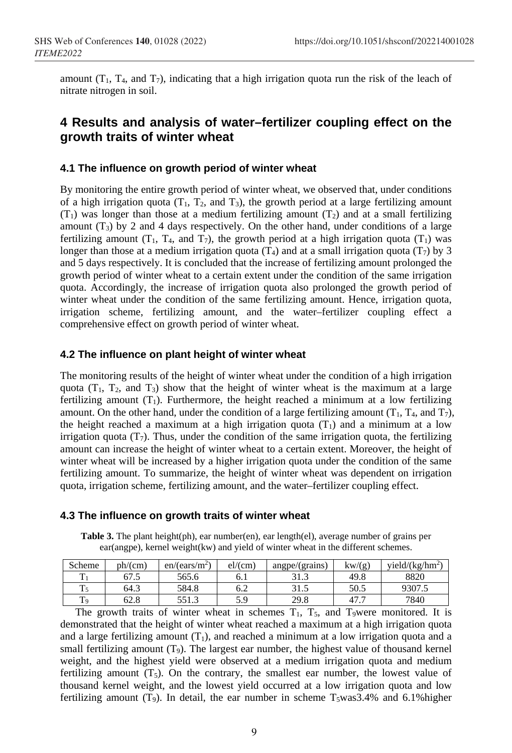amount ($T_1$, $T_4$, and $T_7$), indicating that a high irrigation quota run the risk of the leach of nitrate nitrogen in soil.

## 4 Results and analysis of water–fertilizer coupling effect on the growth traits of winter wheat

### 4.1 The influence on growth period of winter wheat

By monitoring the entire growth period of winter wheat, we observed that, under conditions of a high irrigation quota ($T_1$, $T_2$, and $T_3$), the growth period at a large fertilizing amount ($T_1$) was longer than those at a medium fertilizing amount ($T_2$) and at a small fertilizing amount ($T_3$) by 2 and 4 days respectively. On the other hand, under conditions of a large fertilizing amount ($T_1$, $T_4$, and $T_7$), the growth period at a high irrigation quota ($T_1$) was longer than those at a medium irrigation quota ($T_4$) and at a small irrigation quota ($T_7$) by 3 and 5 days respectively. It is concluded that the increase of fertilizing amount prolonged the growth period of winter wheat to a certain extent under the condition of the same irrigation quota. Accordingly, the increase of irrigation quota also prolonged the growth period of winter wheat under the condition of the same fertilizing amount. Hence, irrigation quota, irrigation scheme, fertilizing amount, and the water–fertilizer coupling effect a comprehensive effect on growth period of winter wheat.

### 4.2 The influence on plant height of winter wheat

The monitoring results of the height of winter wheat under the condition of a high irrigation quota ($T_1$, $T_2$, and $T_3$) show that the height of winter wheat is the maximum at a large fertilizing amount ($T_1$). Furthermore, the height reached a minimum at a low fertilizing amount. On the other hand, under the condition of a large fertilizing amount ($T_1$, $T_4$, and $T_7$), the height reached a maximum at a high irrigation quota ($T_1$) and a minimum at a low irrigation quota ($T_7$). Thus, under the condition of the same irrigation quota, the fertilizing amount can increase the height of winter wheat to a certain extent. Moreover, the height of winter wheat will be increased by a higher irrigation quota under the condition of the same fertilizing amount. To summarize, the height of winter wheat was dependent on irrigation quota, irrigation scheme, fertilizing amount, and the water–fertilizer coupling effect.

### 4.3 The influence on growth traits of winter wheat

**Table 3.** The plant height(ph), ear number(en), ear length(el), average number of grains per ear(angpe), kernel weight(kw) and yield of winter wheat in the different schemes.

| Scheme | ph/(cm) | en/(ears/m$^2$) | el/(cm) | angpe/(grains) | kw/(g) | yield/(kg/hm$^2$) |
|---|---|---|---|---|---|---|
| $T_1$ | 67.5 | 565.6 | 6.1 | 31.3 | 49.8 | 8820 |
| $T_5$ | 64.3 | 584.8 | 6.2 | 31.5 | 50.5 | 9307.5 |
| $T_9$ | 62.8 | 551.3 | 5.9 | 29.8 | 47.7 | 7840 |

The growth traits of winter wheat in schemes $T_1$, $T_5$, and $T_9$were monitored. It is demonstrated that the height of winter wheat reached a maximum at a high irrigation quota and a large fertilizing amount ($T_1$), and reached a minimum at a low irrigation quota and a small fertilizing amount ($T_9$). The largest ear number, the highest value of thousand kernel weight, and the highest yield were observed at a medium irrigation quota and medium fertilizing amount ($T_5$). On the contrary, the smallest ear number, the lowest value of thousand kernel weight, and the lowest yield occurred at a low irrigation quota and low fertilizing amount ($T_9$). In detail, the ear number in scheme $T_5$was3.4% and 6.1%higher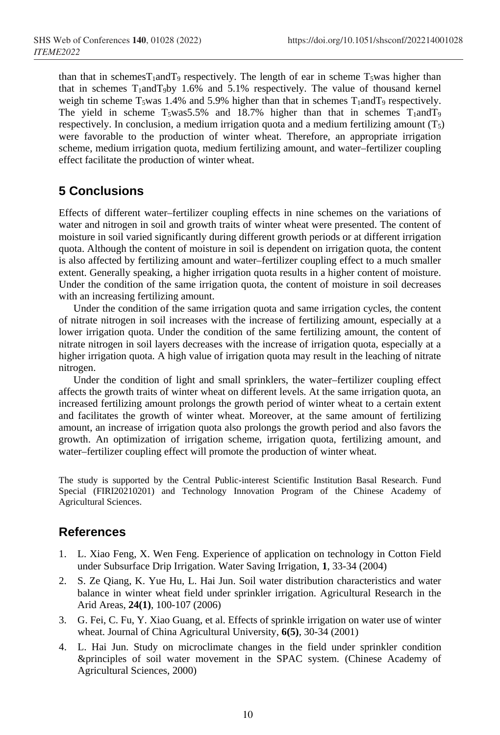than that in schemes $T_1$ and $T_9$ respectively. The length of ear in scheme $T_5$ was higher than that in schemes $T_1$ and $T_9$ by 1.6% and 5.1% respectively. The value of thousand kernel weigh tin scheme $T_5$ was 1.4% and 5.9% higher than that in schemes $T_1$ and $T_9$ respectively. The yield in scheme $T_5$ was 5.5% and 18.7% higher than that in schemes $T_1$ and $T_9$ respectively. In conclusion, a medium irrigation quota and a medium fertilizing amount ($T_5$) were favorable to the production of winter wheat. Therefore, an appropriate irrigation scheme, medium irrigation quota, medium fertilizing amount, and water–fertilizer coupling effect facilitate the production of winter wheat.

## 5 Conclusions

Effects of different water–fertilizer coupling effects in nine schemes on the variations of water and nitrogen in soil and growth traits of winter wheat were presented. The content of moisture in soil varied significantly during different growth periods or at different irrigation quota. Although the content of moisture in soil is dependent on irrigation quota, the content is also affected by fertilizing amount and water–fertilizer coupling effect to a much smaller extent. Generally speaking, a higher irrigation quota results in a higher content of moisture. Under the condition of the same irrigation quota, the content of moisture in soil decreases with an increasing fertilizing amount.

Under the condition of the same irrigation quota and same irrigation cycles, the content of nitrate nitrogen in soil increases with the increase of fertilizing amount, especially at a lower irrigation quota. Under the condition of the same fertilizing amount, the content of nitrate nitrogen in soil layers decreases with the increase of irrigation quota, especially at a higher irrigation quota. A high value of irrigation quota may result in the leaching of nitrate nitrogen.

Under the condition of light and small sprinklers, the water–fertilizer coupling effect affects the growth traits of winter wheat on different levels. At the same irrigation quota, an increased fertilizing amount prolongs the growth period of winter wheat to a certain extent and facilitates the growth of winter wheat. Moreover, at the same amount of fertilizing amount, an increase of irrigation quota also prolongs the growth period and also favors the growth. An optimization of irrigation scheme, irrigation quota, fertilizing amount, and water–fertilizer coupling effect will promote the production of winter wheat.

The study is supported by the Central Public-interest Scientific Institution Basal Research. Fund Special (FIRI20210201) and Technology Innovation Program of the Chinese Academy of Agricultural Sciences.

## References

1. L. Xiao Feng, X. Wen Feng. Experience of application on technology in Cotton Field under Subsurface Drip Irrigation. Water Saving Irrigation, **1**, 33-34 (2004)
2. S. Ze Qiang, K. Yue Hu, L. Hai Jun. Soil water distribution characteristics and water balance in winter wheat field under sprinkler irrigation. Agricultural Research in the Arid Areas, **24(1)**, 100-107 (2006)
3. G. Fei, C. Fu, Y. Xiao Guang, et al. Effects of sprinkle irrigation on water use of winter wheat. Journal of China Agricultural University, **6(5)**, 30-34 (2001)
4. L. Hai Jun. Study on microclimate changes in the field under sprinkler condition &principles of soil water movement in the SPAC system. (Chinese Academy of Agricultural Sciences, 2000)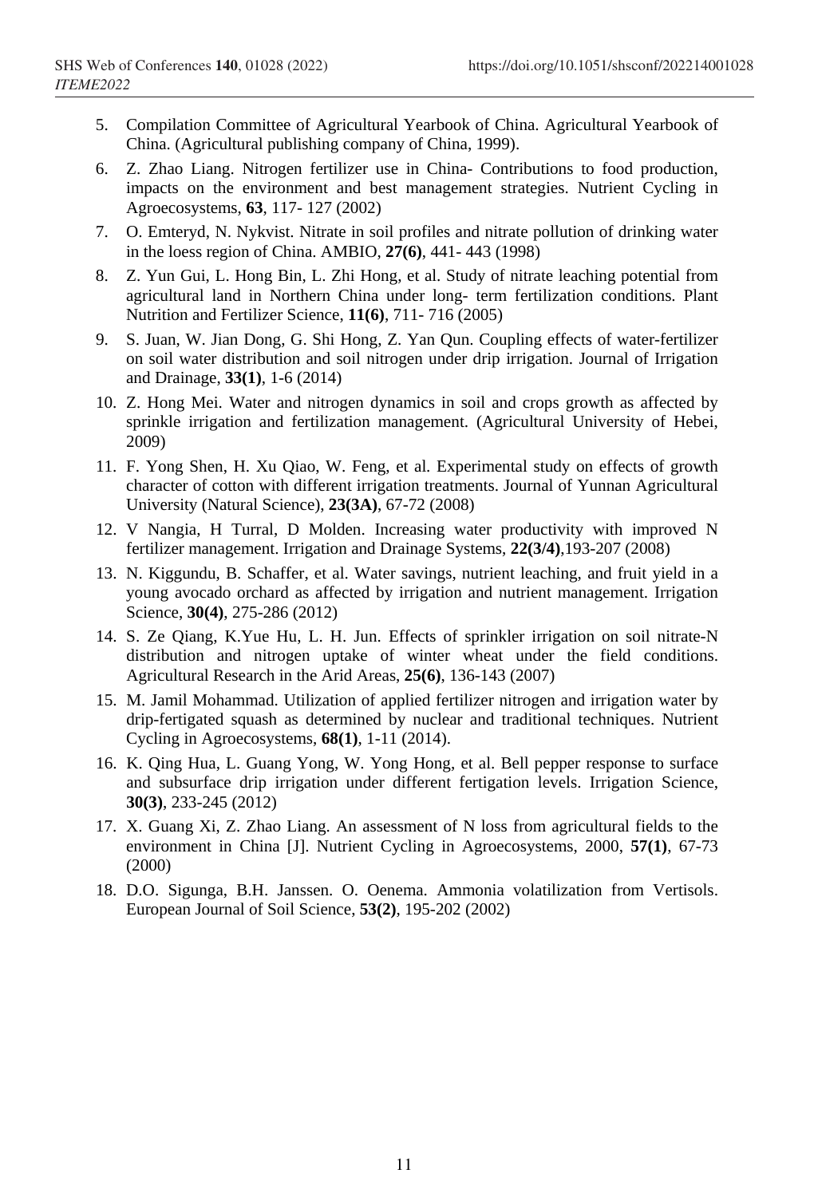5. Compilation Committee of Agricultural Yearbook of China. Agricultural Yearbook of China. (Agricultural publishing company of China, 1999).
6. Z. Zhao Liang. Nitrogen fertilizer use in China- Contributions to food production, impacts on the environment and best management strategies. Nutrient Cycling in Agroecosystems, **63**, 117- 127 (2002)
7. O. Emteryd, N. Nykvist. Nitrate in soil profiles and nitrate pollution of drinking water in the loess region of China. AMBIO, **27(6)**, 441- 443 (1998)
8. Z. Yun Gui, L. Hong Bin, L. Zhi Hong, et al. Study of nitrate leaching potential from agricultural land in Northern China under long- term fertilization conditions. Plant Nutrition and Fertilizer Science, **11(6)**, 711- 716 (2005)
9. S. Juan, W. Jian Dong, G. Shi Hong, Z. Yan Qun. Coupling effects of water-fertilizer on soil water distribution and soil nitrogen under drip irrigation. Journal of Irrigation and Drainage, **33(1)**, 1-6 (2014)
10. Z. Hong Mei. Water and nitrogen dynamics in soil and crops growth as affected by sprinkle irrigation and fertilization management. (Agricultural University of Hebei, 2009)
11. F. Yong Shen, H. Xu Qiao, W. Feng, et al. Experimental study on effects of growth character of cotton with different irrigation treatments. Journal of Yunnan Agricultural University (Natural Science), **23(3A)**, 67-72 (2008)
12. V Nangia, H Turral, D Molden. Increasing water productivity with improved N fertilizer management. Irrigation and Drainage Systems, **22(3/4)**,193-207 (2008)
13. N. Kiggundu, B. Schaffer, et al. Water savings, nutrient leaching, and fruit yield in a young avocado orchard as affected by irrigation and nutrient management. Irrigation Science, **30(4)**, 275-286 (2012)
14. S. Ze Qiang, K.Yue Hu, L. H. Jun. Effects of sprinkler irrigation on soil nitrate-N distribution and nitrogen uptake of winter wheat under the field conditions. Agricultural Research in the Arid Areas, **25(6)**, 136-143 (2007)
15. M. Jamil Mohammad. Utilization of applied fertilizer nitrogen and irrigation water by drip-fertigated squash as determined by nuclear and traditional techniques. Nutrient Cycling in Agroecosystems, **68(1)**, 1-11 (2014).
16. K. Qing Hua, L. Guang Yong, W. Yong Hong, et al. Bell pepper response to surface and subsurface drip irrigation under different fertigation levels. Irrigation Science, **30(3)**, 233-245 (2012)
17. X. Guang Xi, Z. Zhao Liang. An assessment of N loss from agricultural fields to the environment in China [J]. Nutrient Cycling in Agroecosystems, 2000, **57(1)**, 67-73 (2000)
18. D.O. Sigunga, B.H. Janssen. O. Oenema. Ammonia volatilization from Vertisols. European Journal of Soil Science, **53(2)**, 195-202 (2002)